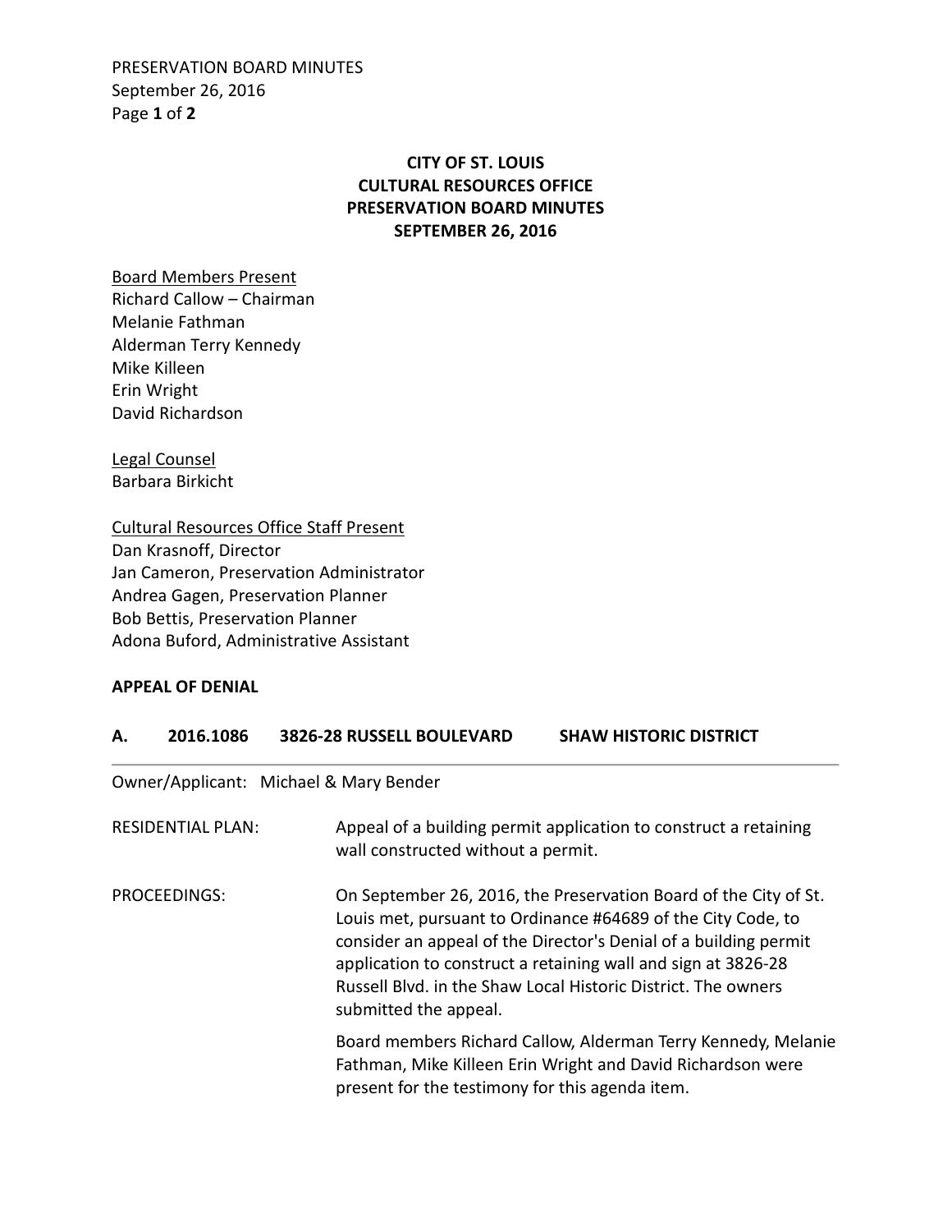# CITY OF ST. LOUIS
# CULTURAL RESOURCES OFFICE
# PRESERVATION BOARD MINUTES
# SEPTEMBER 26, 2016

Board Members Present
Richard Callow – Chairman
Melanie Fathman
Alderman Terry Kennedy
Mike Killeen
Erin Wright
David Richardson

Legal Counsel
Barbara Birkicht

Cultural Resources Office Staff Present
Dan Krasnoff, Director
Jan Cameron, Preservation Administrator
Andrea Gagen, Preservation Planner
Bob Bettis, Preservation Planner
Adona Buford, Administrative Assistant

**APPEAL OF DENIAL**

## A. 2016.1086 3826-28 RUSSELL BOULEVARD SHAW HISTORIC DISTRICT

Owner/Applicant: Michael & Mary Bender

RESIDENTIAL PLAN: Appeal of a building permit application to construct a retaining wall constructed without a permit.

PROCEEDINGS: On September 26, 2016, the Preservation Board of the City of St. Louis met, pursuant to Ordinance #64689 of the City Code, to consider an appeal of the Director's Denial of a building permit application to construct a retaining wall and sign at 3826-28 Russell Blvd. in the Shaw Local Historic District. The owners submitted the appeal.

Board members Richard Callow, Alderman Terry Kennedy, Melanie Fathman, Mike Killeen Erin Wright and David Richardson were present for the testimony for this agenda item.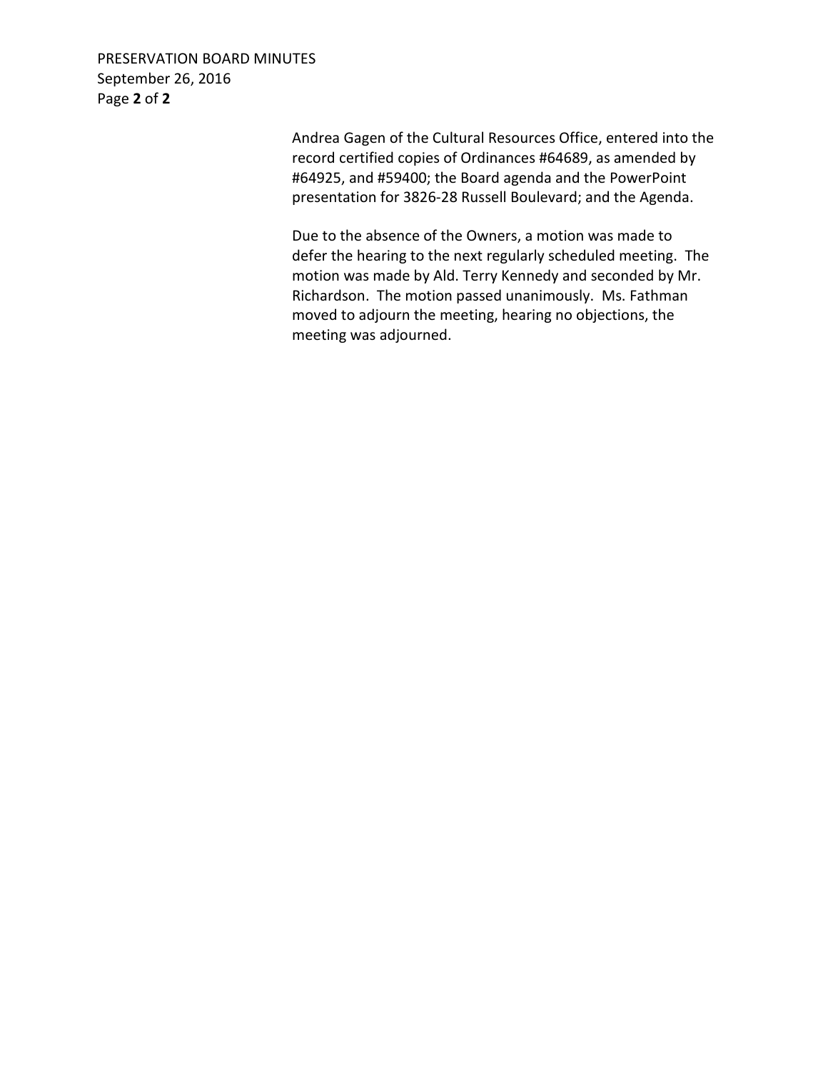Andrea Gagen of the Cultural Resources Office, entered into the record certified copies of Ordinances #64689, as amended by #64925, and #59400; the Board agenda and the PowerPoint presentation for 3826-28 Russell Boulevard; and the Agenda.

Due to the absence of the Owners, a motion was made to defer the hearing to the next regularly scheduled meeting. The motion was made by Ald. Terry Kennedy and seconded by Mr. Richardson. The motion passed unanimously. Ms. Fathman moved to adjourn the meeting, hearing no objections, the meeting was adjourned.